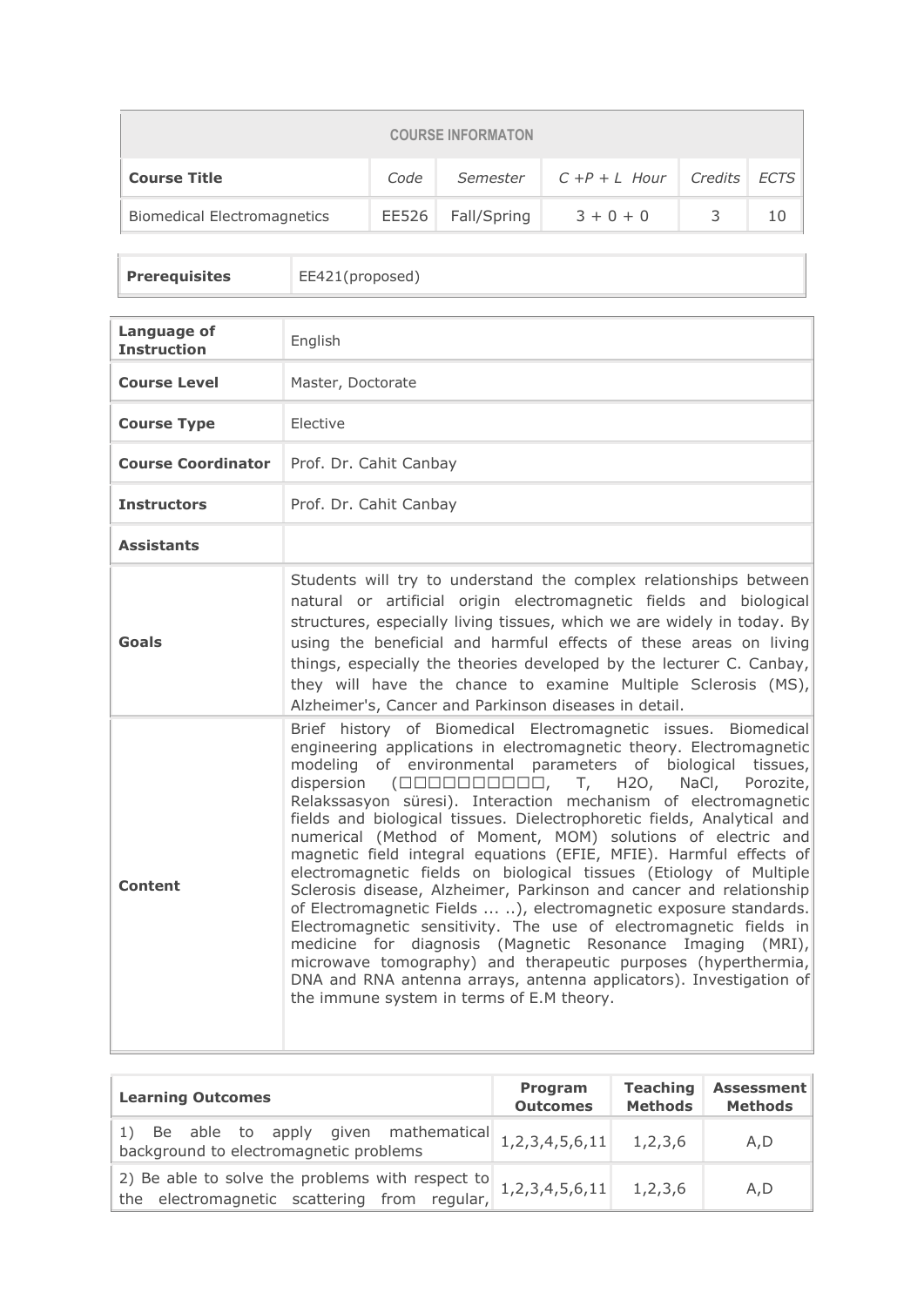| COURSE INFORMATON | | | | | |
|---|---|---|---|---|---|
| **Course Title** | *Code* | *Semester* | *C +P + L Hour* | *Credits* | *ECTS* |
| Biomedical Electromagnetics | EE526 | Fall/Spring | 3 + 0 + 0 | 3 | 10 |

| **Prerequisites** | EE421(proposed) |
|---|---|

| | |
|---|---|
| **Language of Instruction** | English |
| **Course Level** | Master, Doctorate |
| **Course Type** | Elective |
| **Course Coordinator** | Prof. Dr. Cahit Canbay |
| **Instructors** | Prof. Dr. Cahit Canbay |
| **Assistants** | |
| **Goals** | Students will try to understand the complex relationships between natural or artificial origin electromagnetic fields and biological structures, especially living tissues, which we are widely in today. By using the beneficial and harmful effects of these areas on living things, especially the theories developed by the lecturer C. Canbay, they will have the chance to examine Multiple Sclerosis (MS), Alzheimer's, Cancer and Parkinson diseases in detail. |
| **Content** | Brief history of Biomedical Electromagnetic issues. Biomedical engineering applications in electromagnetic theory. Electromagnetic modeling of environmental parameters of biological tissues, dispersion (□□□□□□□□□□, T, H2O, NaCl, Porozite, Relakssasyon süresi). Interaction mechanism of electromagnetic fields and biological tissues. Dielectrophoretic fields, Analytical and numerical (Method of Moment, MOM) solutions of electric and magnetic field integral equations (EFIE, MFIE). Harmful effects of electromagnetic fields on biological tissues (Etiology of Multiple Sclerosis disease, Alzheimer, Parkinson and cancer and relationship of Electromagnetic Fields ... ..), electromagnetic exposure standards. Electromagnetic sensitivity. The use of electromagnetic fields in medicine for diagnosis (Magnetic Resonance Imaging (MRI), microwave tomography) and therapeutic purposes (hyperthermia, DNA and RNA antenna arrays, antenna applicators). Investigation of the immune system in terms of E.M theory. |

| **Learning Outcomes** | **Program Outcomes** | **Teaching Methods** | **Assessment Methods** |
|---|---|---|---|
| 1) Be able to apply given mathematical background to electromagnetic problems | 1,2,3,4,5,6,11 | 1,2,3,6 | A,D |
| 2) Be able to solve the problems with respect to the electromagnetic scattering from regular, | 1,2,3,4,5,6,11 | 1,2,3,6 | A,D |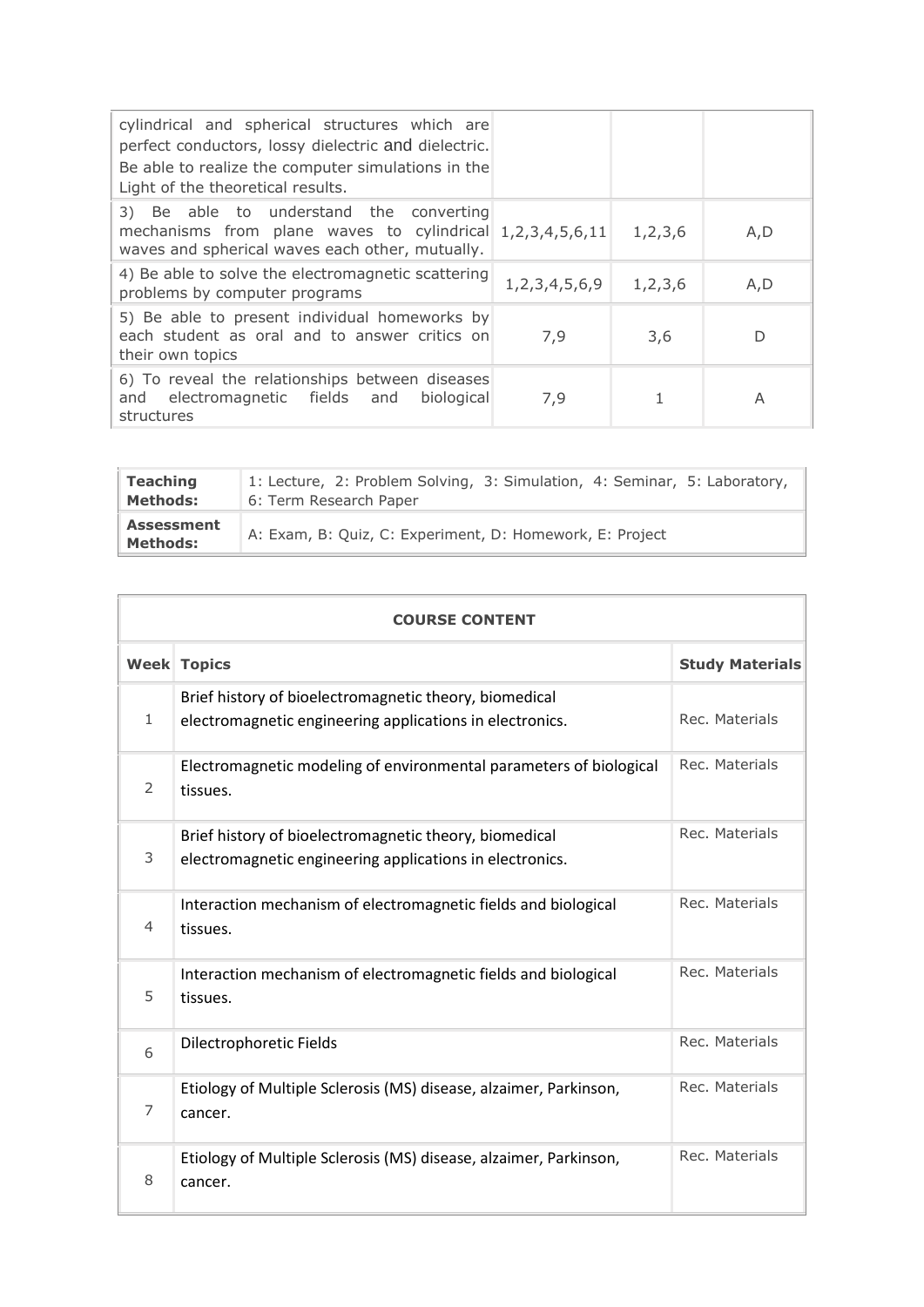| | | | |
|---|---|---|---|
| cylindrical and spherical structures which are perfect conductors, lossy dielectric and dielectric. Be able to realize the computer simulations in the Light of the theoretical results. | | | |
| 3) Be able to understand the converting mechanisms from plane waves to cylindrical waves and spherical waves each other, mutually. | 1,2,3,4,5,6,11 | 1,2,3,6 | A,D |
| 4) Be able to solve the electromagnetic scattering problems by computer programs | 1,2,3,4,5,6,9 | 1,2,3,6 | A,D |
| 5) Be able to present individual homeworks by each student as oral and to answer critics on their own topics | 7,9 | 3,6 | D |
| 6) To reveal the relationships between diseases and electromagnetic fields and biological structures | 7,9 | 1 | A |

| | |
|---|---|
| **Teaching Methods:** | 1: Lecture, 2: Problem Solving, 3: Simulation, 4: Seminar, 5: Laboratory, 6: Term Research Paper |
| **Assessment Methods:** | A: Exam, B: Quiz, C: Experiment, D: Homework, E: Project |

| **COURSE CONTENT** | | |
|---|---|---|
| **Week** | **Topics** | **Study Materials** |
| 1 | Brief history of bioelectromagnetic theory, biomedical electromagnetic engineering applications in electronics. | Rec. Materials |
| 2 | Electromagnetic modeling of environmental parameters of biological tissues. | Rec. Materials |
| 3 | Brief history of bioelectromagnetic theory, biomedical electromagnetic engineering applications in electronics. | Rec. Materials |
| 4 | Interaction mechanism of electromagnetic fields and biological tissues. | Rec. Materials |
| 5 | Interaction mechanism of electromagnetic fields and biological tissues. | Rec. Materials |
| 6 | Dilectrophoretic Fields | Rec. Materials |
| 7 | Etiology of Multiple Sclerosis (MS) disease, alzaimer, Parkinson, cancer. | Rec. Materials |
| 8 | Etiology of Multiple Sclerosis (MS) disease, alzaimer, Parkinson, cancer. | Rec. Materials |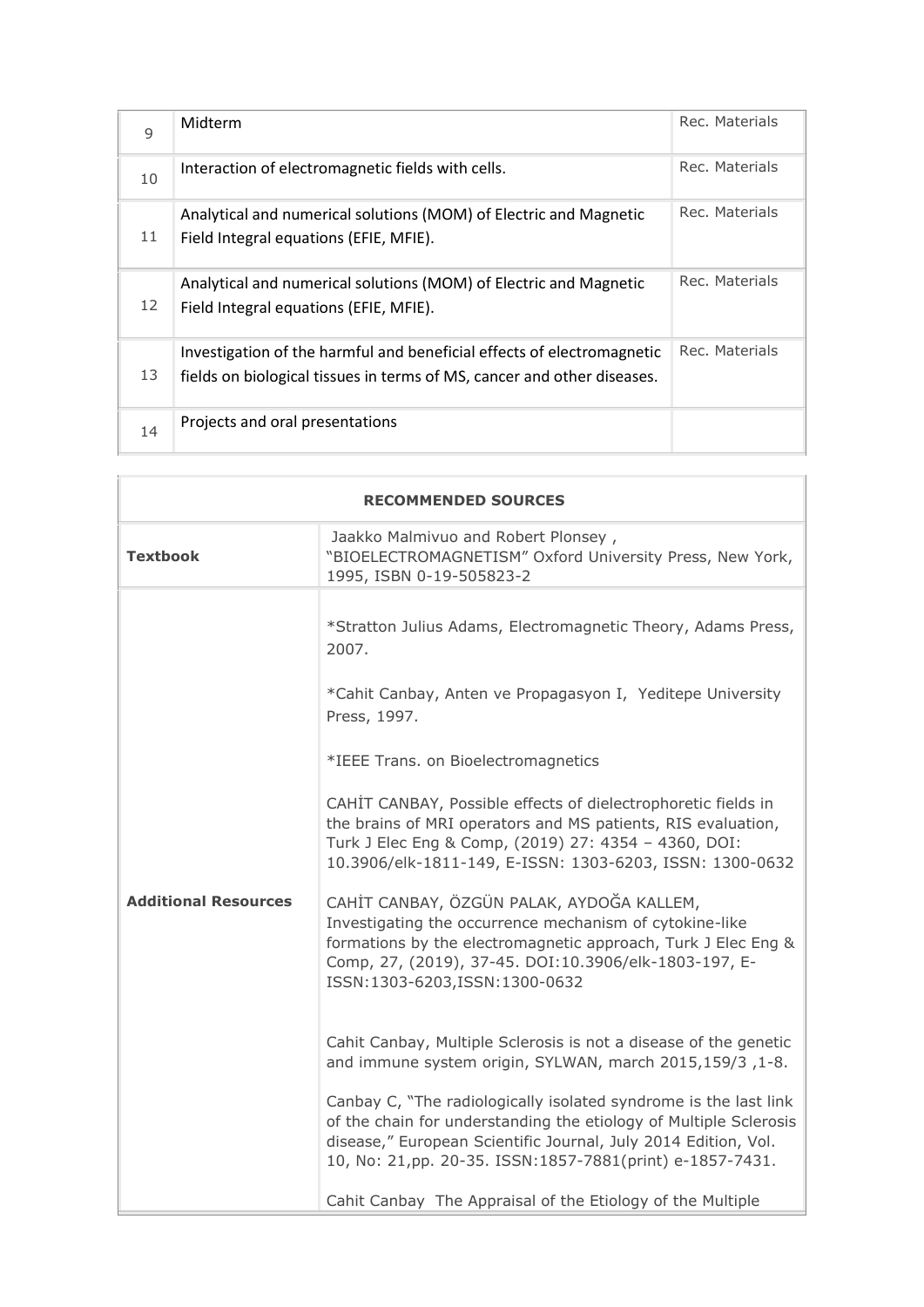| | | |
|---|---|---|
| 9 | Midterm | Rec. Materials |
| 10 | Interaction of electromagnetic fields with cells. | Rec. Materials |
| 11 | Analytical and numerical solutions (MOM) of Electric and Magnetic Field Integral equations (EFIE, MFIE). | Rec. Materials |
| 12 | Analytical and numerical solutions (MOM) of Electric and Magnetic Field Integral equations (EFIE, MFIE). | Rec. Materials |
| 13 | Investigation of the harmful and beneficial effects of electromagnetic fields on biological tissues in terms of MS, cancer and other diseases. | Rec. Materials |
| 14 | Projects and oral presentations | |

| **RECOMMENDED SOURCES** | |
|---|---|
| **Textbook** | Jaakko Malmivuo and Robert Plonsey , "BIOELECTROMAGNETISM" Oxford University Press, New York, 1995, ISBN 0-19-505823-2 |
| **Additional Resources** | *Stratton Julius Adams, Electromagnetic Theory, Adams Press, 2007.<br><br>*Cahit Canbay, Anten ve Propagasyon I, Yeditepe University Press, 1997.<br><br>*IEEE Trans. on Bioelectromagnetics<br><br>CAHİT CANBAY, Possible effects of dielectrophoretic fields in the brains of MRI operators and MS patients, RIS evaluation, Turk J Elec Eng & Comp, (2019) 27: 4354 – 4360, DOI: 10.3906/elk-1811-149, E-ISSN: 1303-6203, ISSN: 1300-0632<br><br>CAHİT CANBAY, ÖZGÜN PALAK, AYDOĞA KALLEM, Investigating the occurrence mechanism of cytokine-like formations by the electromagnetic approach, Turk J Elec Eng & Comp, 27, (2019), 37-45. DOI:10.3906/elk-1803-197, E-ISSN:1303-6203,ISSN:1300-0632<br><br>Cahit Canbay, Multiple Sclerosis is not a disease of the genetic and immune system origin, SYLWAN, march 2015,159/3 ,1-8.<br><br>Canbay C, "The radiologically isolated syndrome is the last link of the chain for understanding the etiology of Multiple Sclerosis disease," European Scientific Journal, July 2014 Edition, Vol. 10, No: 21,pp. 20-35. ISSN:1857-7881(print) e-1857-7431.<br><br>Cahit Canbay The Appraisal of the Etiology of the Multiple |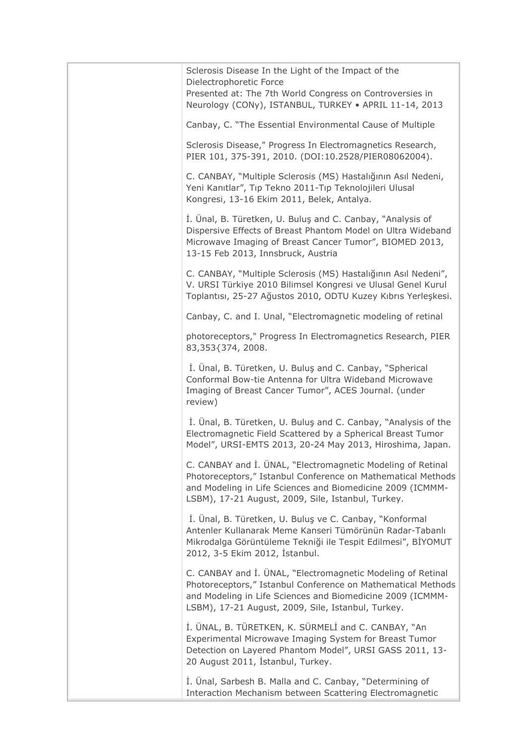| | Sclerosis Disease In the Light of the Impact of the Dielectrophoretic Force<br>Presented at: The 7th World Congress on Controversies in Neurology (CONy), ISTANBUL, TURKEY • APRIL 11-14, 2013<br><br>Canbay, C. "The Essential Environmental Cause of Multiple<br><br>Sclerosis Disease," Progress In Electromagnetics Research, PIER 101, 375-391, 2010. (DOI:10.2528/PIER08062004).<br><br>C. CANBAY, "Multiple Sclerosis (MS) Hastalığının Asıl Nedeni, Yeni Kanıtlar", Tıp Tekno 2011-Tıp Teknolojileri Ulusal Kongresi, 13-16 Ekim 2011, Belek, Antalya.<br><br>İ. Ünal, B. Türetken, U. Buluş and C. Canbay, "Analysis of Dispersive Effects of Breast Phantom Model on Ultra Wideband Microwave Imaging of Breast Cancer Tumor", BIOMED 2013, 13-15 Feb 2013, Innsbruck, Austria<br><br>C. CANBAY, "Multiple Sclerosis (MS) Hastalığının Asıl Nedeni", V. URSI Türkiye 2010 Bilimsel Kongresi ve Ulusal Genel Kurul Toplantısı, 25-27 Ağustos 2010, ODTU Kuzey Kıbrıs Yerleşkesi.<br><br>Canbay, C. and I. Unal, "Electromagnetic modeling of retinal<br><br>photoreceptors," Progress In Electromagnetics Research, PIER 83,353{374, 2008.<br><br>İ. Ünal, B. Türetken, U. Buluş and C. Canbay, "Spherical Conformal Bow-tie Antenna for Ultra Wideband Microwave Imaging of Breast Cancer Tumor", ACES Journal. (under review)<br><br>İ. Ünal, B. Türetken, U. Buluş and C. Canbay, "Analysis of the Electromagnetic Field Scattered by a Spherical Breast Tumor Model", URSI-EMTS 2013, 20-24 May 2013, Hiroshima, Japan.<br><br>C. CANBAY and İ. ÜNAL, "Electromagnetic Modeling of Retinal Photoreceptors," Istanbul Conference on Mathematical Methods and Modeling in Life Sciences and Biomedicine 2009 (ICMMM-LSBM), 17-21 August, 2009, Sile, Istanbul, Turkey.<br><br>İ. Ünal, B. Türetken, U. Buluş ve C. Canbay, "Konformal Antenler Kullanarak Meme Kanseri Tümörünün Radar-Tabanlı Mikrodalga Görüntüleme Tekniği ile Tespit Edilmesi", BİYOMUT 2012, 3-5 Ekim 2012, İstanbul.<br><br>C. CANBAY and İ. ÜNAL, "Electromagnetic Modeling of Retinal Photoreceptors," Istanbul Conference on Mathematical Methods and Modeling in Life Sciences and Biomedicine 2009 (ICMMM-LSBM), 17-21 August, 2009, Sile, Istanbul, Turkey.<br><br>İ. ÜNAL, B. TÜRETKEN, K. SÜRMELİ and C. CANBAY, "An Experimental Microwave Imaging System for Breast Tumor Detection on Layered Phantom Model", URSI GASS 2011, 13-20 August 2011, İstanbul, Turkey.<br><br>İ. Ünal, Sarbesh B. Malla and C. Canbay, "Determining of Interaction Mechanism between Scattering Electromagnetic |
|---|---|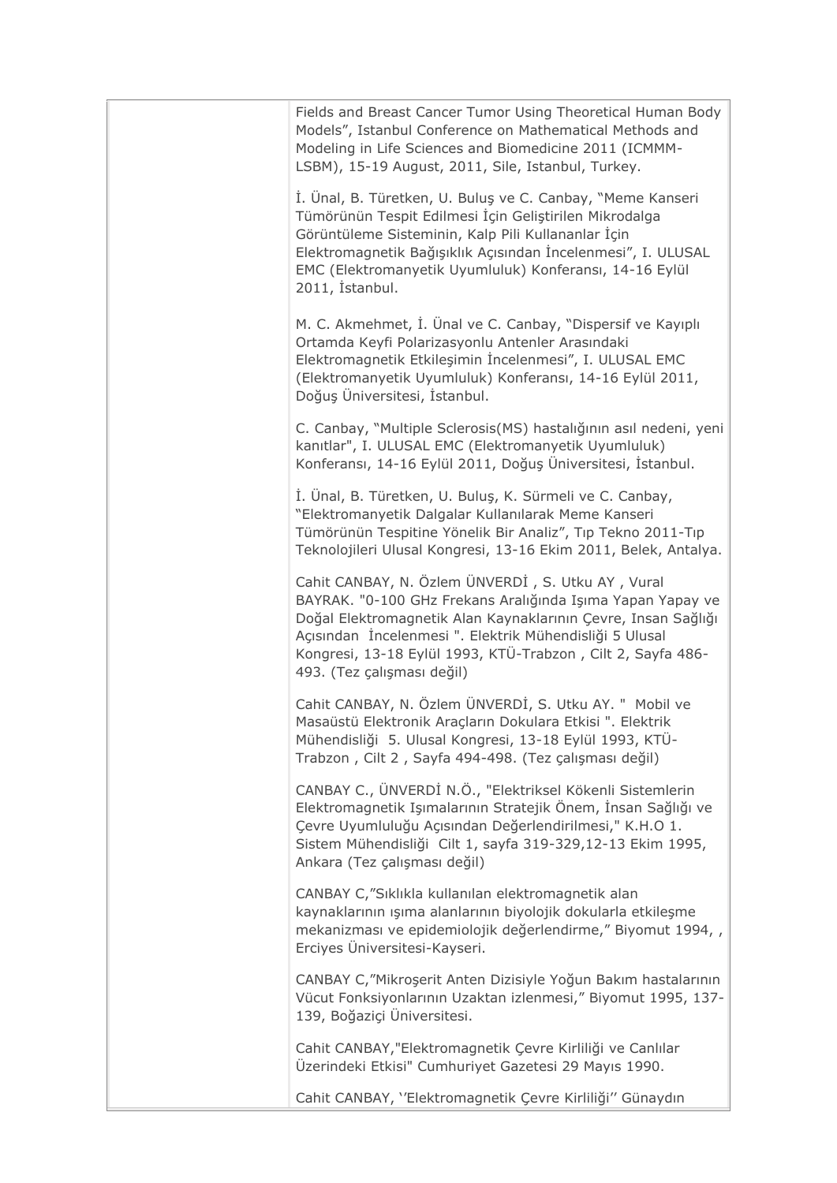Fields and Breast Cancer Tumor Using Theoretical Human Body Models", Istanbul Conference on Mathematical Methods and Modeling in Life Sciences and Biomedicine 2011 (ICMMM-LSBM), 15-19 August, 2011, Sile, Istanbul, Turkey.

İ. Ünal, B. Türetken, U. Buluş ve C. Canbay, "Meme Kanseri Tümörünün Tespit Edilmesi İçin Geliştirilen Mikrodalga Görüntüleme Sisteminin, Kalp Pili Kullananlar İçin Elektromagnetik Bağışıklık Açısından İncelenmesi", I. ULUSAL EMC (Elektromanyetik Uyumluluk) Konferansı, 14-16 Eylül 2011, İstanbul.

M. C. Akmehmet, İ. Ünal ve C. Canbay, "Dispersif ve Kayıplı Ortamda Keyfi Polarizasyonlu Antenler Arasındaki Elektromagnetik Etkileşimin İncelenmesi", I. ULUSAL EMC (Elektromanyetik Uyumluluk) Konferansı, 14-16 Eylül 2011, Doğuş Üniversitesi, İstanbul.

C. Canbay, "Multiple Sclerosis(MS) hastalığının asıl nedeni, yeni kanıtlar", I. ULUSAL EMC (Elektromanyetik Uyumluluk) Konferansı, 14-16 Eylül 2011, Doğuş Üniversitesi, İstanbul.

İ. Ünal, B. Türetken, U. Buluş, K. Sürmeli ve C. Canbay, "Elektromanyetik Dalgalar Kullanılarak Meme Kanseri Tümörünün Tespitine Yönelik Bir Analiz", Tıp Tekno 2011-Tıp Teknolojileri Ulusal Kongresi, 13-16 Ekim 2011, Belek, Antalya.

Cahit CANBAY, N. Özlem ÜNVERDİ , S. Utku AY , Vural BAYRAK. "0-100 GHz Frekans Aralığında Işıma Yapan Yapay ve Doğal Elektromagnetik Alan Kaynaklarının Çevre, Insan Sağlığı Açısından İncelenmesi ". Elektrik Mühendisliği 5 Ulusal Kongresi, 13-18 Eylül 1993, KTÜ-Trabzon , Cilt 2, Sayfa 486-493. (Tez çalışması değil)

Cahit CANBAY, N. Özlem ÜNVERDİ, S. Utku AY. " Mobil ve Masaüstü Elektronik Araçların Dokulara Etkisi ". Elektrik Mühendisliği 5. Ulusal Kongresi, 13-18 Eylül 1993, KTÜ-Trabzon , Cilt 2 , Sayfa 494-498. (Tez çalışması değil)

CANBAY C., ÜNVERDİ N.Ö., "Elektriksel Kökenli Sistemlerin Elektromagnetik Işımalarının Stratejik Önem, İnsan Sağlığı ve Çevre Uyumluluğu Açısından Değerlendirilmesi," K.H.O 1. Sistem Mühendisliği Cilt 1, sayfa 319-329,12-13 Ekim 1995, Ankara (Tez çalışması değil)

CANBAY C,"Sıklıkla kullanılan elektromagnetik alan kaynaklarının ışıma alanlarının biyolojik dokularla etkileşme mekanizması ve epidemiolojik değerlendirme," Biyomut 1994, , Erciyes Üniversitesi-Kayseri.

CANBAY C,"Mikroşerit Anten Dizisiyle Yoğun Bakım hastalarının Vücut Fonksiyonlarının Uzaktan izlenmesi," Biyomut 1995, 137-139, Boğaziçi Üniversitesi.

Cahit CANBAY,"Elektromagnetik Çevre Kirliliği ve Canlılar Üzerindeki Etkisi" Cumhuriyet Gazetesi 29 Mayıs 1990.

Cahit CANBAY, ''Elektromagnetik Çevre Kirliliği'' Günaydın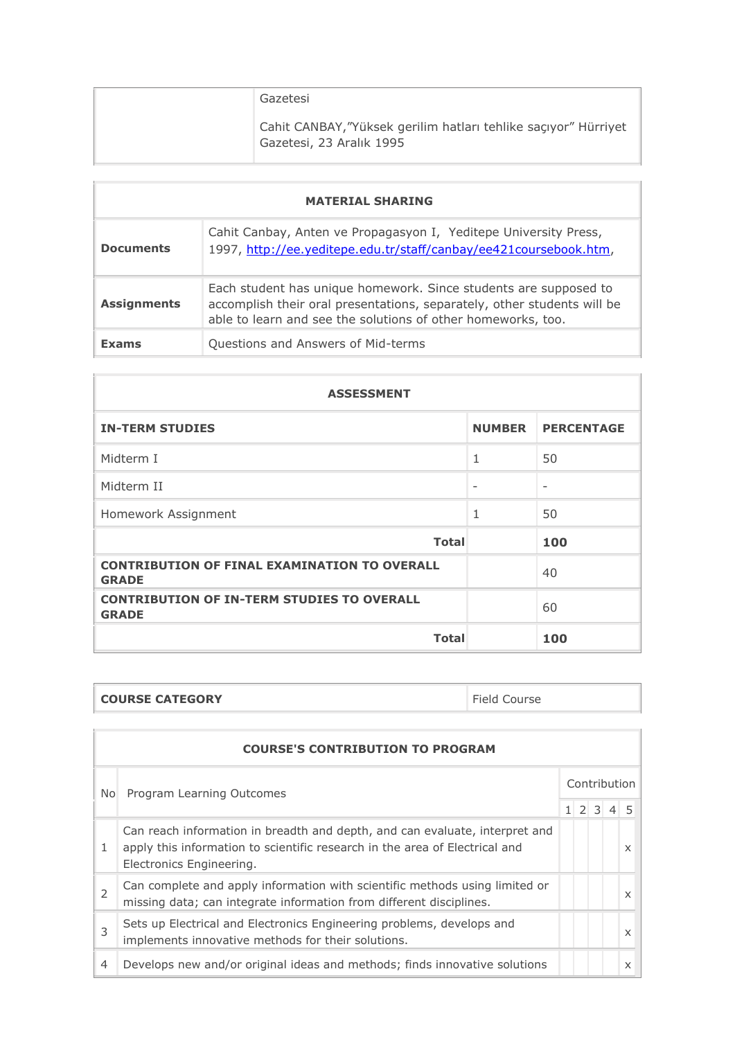| | Gazetesi<br><br>Cahit CANBAY,"Yüksek gerilim hatları tehlike saçıyor" Hürriyet Gazetesi, 23 Aralık 1995 |
|---|---|

| MATERIAL SHARING | |
|---|---|
| **Documents** | Cahit Canbay, Anten ve Propagasyon I, Yeditepe University Press, 1997, [http://ee.yeditepe.edu.tr/staff/canbay/ee421coursebook.htm](http://ee.yeditepe.edu.tr/staff/canbay/ee421coursebook.htm), |
| **Assignments** | Each student has unique homework. Since students are supposed to accomplish their oral presentations, separately, other students will be able to learn and see the solutions of other homeworks, too. |
| **Exams** | Questions and Answers of Mid-terms |

| ASSESSMENT | | |
|---|---|---|
| **IN-TERM STUDIES** | **NUMBER** | **PERCENTAGE** |
| Midterm I | 1 | 50 |
| Midterm II | - | - |
| Homework Assignment | 1 | 50 |
| **Total** | | **100** |
| **CONTRIBUTION OF FINAL EXAMINATION TO OVERALL GRADE** | | 40 |
| **CONTRIBUTION OF IN-TERM STUDIES TO OVERALL GRADE** | | 60 |
| **Total** | | **100** |

| **COURSE CATEGORY** | Field Course |
|---|---|

| COURSE'S CONTRIBUTION TO PROGRAM | | | | | | |
|---|---|---|---|---|---|---|
| No | Program Learning Outcomes | Contribution | | | | |
| | | 1 | 2 | 3 | 4 | 5 |
| 1 | Can reach information in breadth and depth, and can evaluate, interpret and apply this information to scientific research in the area of Electrical and Electronics Engineering. | | | | | x |
| 2 | Can complete and apply information with scientific methods using limited or missing data; can integrate information from different disciplines. | | | | | x |
| 3 | Sets up Electrical and Electronics Engineering problems, develops and implements innovative methods for their solutions. | | | | | x |
| 4 | Develops new and/or original ideas and methods; finds innovative solutions | | | | | x |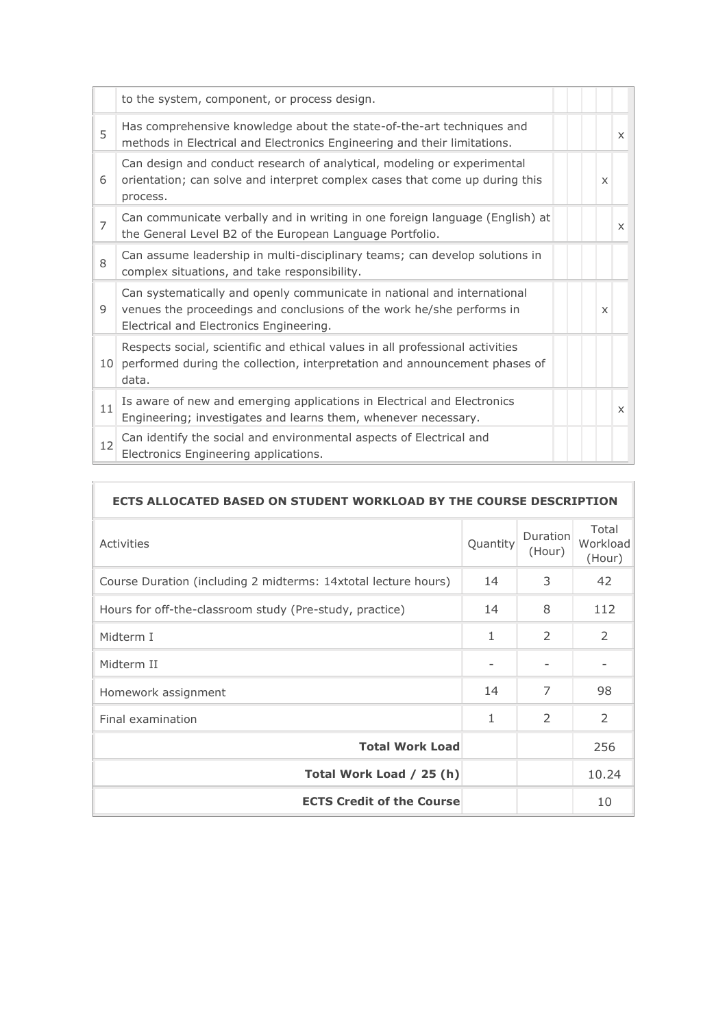| | | | | | | |
|---|---|---|---|---|---|---|
| | to the system, component, or process design. | | | | | |
| 5 | Has comprehensive knowledge about the state-of-the-art techniques and methods in Electrical and Electronics Engineering and their limitations. | | | | | x |
| 6 | Can design and conduct research of analytical, modeling or experimental orientation; can solve and interpret complex cases that come up during this process. | | | | x | |
| 7 | Can communicate verbally and in writing in one foreign language (English) at the General Level B2 of the European Language Portfolio. | | | | | x |
| 8 | Can assume leadership in multi-disciplinary teams; can develop solutions in complex situations, and take responsibility. | | | | | |
| 9 | Can systematically and openly communicate in national and international venues the proceedings and conclusions of the work he/she performs in Electrical and Electronics Engineering. | | | | x | |
| 10 | Respects social, scientific and ethical values in all professional activities performed during the collection, interpretation and announcement phases of data. | | | | | |
| 11 | Is aware of new and emerging applications in Electrical and Electronics Engineering; investigates and learns them, whenever necessary. | | | | | x |
| 12 | Can identify the social and environmental aspects of Electrical and Electronics Engineering applications. | | | | | |

**ECTS ALLOCATED BASED ON STUDENT WORKLOAD BY THE COURSE DESCRIPTION**

| Activities | Quantity | Duration (Hour) | Total Workload (Hour) |
|---|---|---|---|
| Course Duration (including 2 midterms: 14xtotal lecture hours) | 14 | 3 | 42 |
| Hours for off-the-classroom study (Pre-study, practice) | 14 | 8 | 112 |
| Midterm I | 1 | 2 | 2 |
| Midterm II | - | - | - |
| Homework assignment | 14 | 7 | 98 |
| Final examination | 1 | 2 | 2 |
| **Total Work Load** | | | 256 |
| **Total Work Load / 25 (h)** | | | 10.24 |
| **ECTS Credit of the Course** | | | 10 |